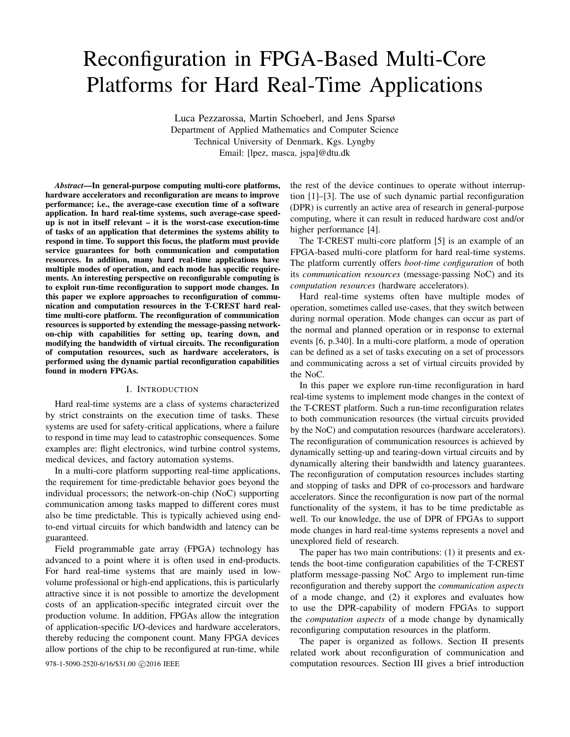# Reconfiguration in FPGA-Based Multi-Core Platforms for Hard Real-Time Applications

Luca Pezzarossa, Martin Schoeberl, and Jens Sparsø
Department of Applied Mathematics and Computer Science
Technical University of Denmark, Kgs. Lyngby
Email: [lpez, masca, jspa]@dtu.dk

***Abstract*—In general-purpose computing multi-core platforms, hardware accelerators and reconfiguration are means to improve performance; i.e., the average-case execution time of a software application. In hard real-time systems, such average-case speed-up is not in itself relevant – it is the worst-case execution-time of tasks of an application that determines the systems ability to respond in time. To support this focus, the platform must provide service guarantees for both communication and computation resources. In addition, many hard real-time applications have multiple modes of operation, and each mode has specific requirements. An interesting perspective on reconfigurable computing is to exploit run-time reconfiguration to support mode changes. In this paper we explore approaches to reconfiguration of communication and computation resources in the T-CREST hard real-time multi-core platform. The reconfiguration of communication resources is supported by extending the message-passing network-on-chip with capabilities for setting up, tearing down, and modifying the bandwidth of virtual circuits. The reconfiguration of computation resources, such as hardware accelerators, is performed using the dynamic partial reconfiguration capabilities found in modern FPGAs.**

## I. Introduction

Hard real-time systems are a class of systems characterized by strict constraints on the execution time of tasks. These systems are used for safety-critical applications, where a failure to respond in time may lead to catastrophic consequences. Some examples are: flight electronics, wind turbine control systems, medical devices, and factory automation systems.

In a multi-core platform supporting real-time applications, the requirement for time-predictable behavior goes beyond the individual processors; the network-on-chip (NoC) supporting communication among tasks mapped to different cores must also be time predictable. This is typically achieved using end-to-end virtual circuits for which bandwidth and latency can be guaranteed.

Field programmable gate array (FPGA) technology has advanced to a point where it is often used in end-products. For hard real-time systems that are mainly used in low-volume professional or high-end applications, this is particularly attractive since it is not possible to amortize the development costs of an application-specific integrated circuit over the production volume. In addition, FPGAs allow the integration of application-specific I/O-devices and hardware accelerators, thereby reducing the component count. Many FPGA devices allow portions of the chip to be reconfigured at run-time, while the rest of the device continues to operate without interruption [1]–[3]. The use of such dynamic partial reconfiguration (DPR) is currently an active area of research in general-purpose computing, where it can result in reduced hardware cost and/or higher performance [4].

The T-CREST multi-core platform [5] is an example of an FPGA-based multi-core platform for hard real-time systems. The platform currently offers *boot-time configuration* of both its *communication resources* (message-passing NoC) and its *computation resources* (hardware accelerators).

Hard real-time systems often have multiple modes of operation, sometimes called use-cases, that they switch between during normal operation. Mode changes can occur as part of the normal and planned operation or in response to external events [6, p.340]. In a multi-core platform, a mode of operation can be defined as a set of tasks executing on a set of processors and communicating across a set of virtual circuits provided by the NoC.

In this paper we explore run-time reconfiguration in hard real-time systems to implement mode changes in the context of the T-CREST platform. Such a run-time reconfiguration relates to both communication resources (the virtual circuits provided by the NoC) and computation resources (hardware accelerators). The reconfiguration of communication resources is achieved by dynamically setting-up and tearing-down virtual circuits and by dynamically altering their bandwidth and latency guarantees. The reconfiguration of computation resources includes starting and stopping of tasks and DPR of co-processors and hardware accelerators. Since the reconfiguration is now part of the normal functionality of the system, it has to be time predictable as well. To our knowledge, the use of DPR of FPGAs to support mode changes in hard real-time systems represents a novel and unexplored field of research.

The paper has two main contributions: (1) it presents and extends the boot-time configuration capabilities of the T-CREST platform message-passing NoC Argo to implement run-time reconfiguration and thereby support the *communication aspects* of a mode change, and (2) it explores and evaluates how to use the DPR-capability of modern FPGAs to support the *computation aspects* of a mode change by dynamically reconfiguring computation resources in the platform.

The paper is organized as follows. Section II presents related work about reconfiguration of communication and computation resources. Section III gives a brief introduction

978-1-5090-2520-6/16/$31.00 ©2016 IEEE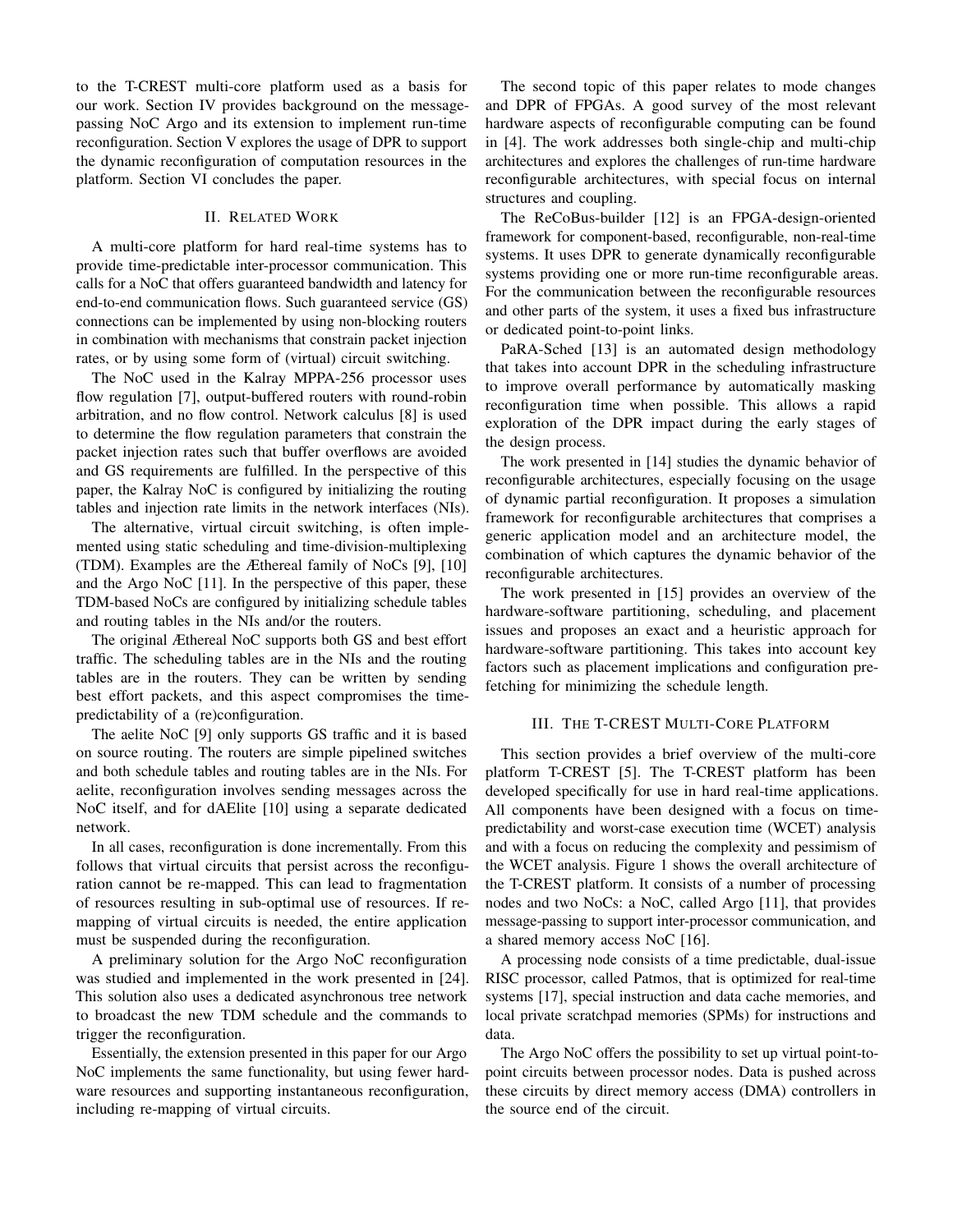to the T-CREST multi-core platform used as a basis for our work. Section IV provides background on the message-passing NoC Argo and its extension to implement run-time reconfiguration. Section V explores the usage of DPR to support the dynamic reconfiguration of computation resources in the platform. Section VI concludes the paper.

## II. Related Work

A multi-core platform for hard real-time systems has to provide time-predictable inter-processor communication. This calls for a NoC that offers guaranteed bandwidth and latency for end-to-end communication flows. Such guaranteed service (GS) connections can be implemented by using non-blocking routers in combination with mechanisms that constrain packet injection rates, or by using some form of (virtual) circuit switching.

The NoC used in the Kalray MPPA-256 processor uses flow regulation [7], output-buffered routers with round-robin arbitration, and no flow control. Network calculus [8] is used to determine the flow regulation parameters that constrain the packet injection rates such that buffer overflows are avoided and GS requirements are fulfilled. In the perspective of this paper, the Kalray NoC is configured by initializing the routing tables and injection rate limits in the network interfaces (NIs).

The alternative, virtual circuit switching, is often implemented using static scheduling and time-division-multiplexing (TDM). Examples are the Æthereal family of NoCs [9], [10] and the Argo NoC [11]. In the perspective of this paper, these TDM-based NoCs are configured by initializing schedule tables and routing tables in the NIs and/or the routers.

The original Æthereal NoC supports both GS and best effort traffic. The scheduling tables are in the NIs and the routing tables are in the routers. They can be written by sending best effort packets, and this aspect compromises the time-predictability of a (re)configuration.

The aelite NoC [9] only supports GS traffic and it is based on source routing. The routers are simple pipelined switches and both schedule tables and routing tables are in the NIs. For aelite, reconfiguration involves sending messages across the NoC itself, and for dAElite [10] using a separate dedicated network.

In all cases, reconfiguration is done incrementally. From this follows that virtual circuits that persist across the reconfiguration cannot be re-mapped. This can lead to fragmentation of resources resulting in sub-optimal use of resources. If re-mapping of virtual circuits is needed, the entire application must be suspended during the reconfiguration.

A preliminary solution for the Argo NoC reconfiguration was studied and implemented in the work presented in [24]. This solution also uses a dedicated asynchronous tree network to broadcast the new TDM schedule and the commands to trigger the reconfiguration.

Essentially, the extension presented in this paper for our Argo NoC implements the same functionality, but using fewer hardware resources and supporting instantaneous reconfiguration, including re-mapping of virtual circuits.

The second topic of this paper relates to mode changes and DPR of FPGAs. A good survey of the most relevant hardware aspects of reconfigurable computing can be found in [4]. The work addresses both single-chip and multi-chip architectures and explores the challenges of run-time hardware reconfigurable architectures, with special focus on internal structures and coupling.

The ReCoBus-builder [12] is an FPGA-design-oriented framework for component-based, reconfigurable, non-real-time systems. It uses DPR to generate dynamically reconfigurable systems providing one or more run-time reconfigurable areas. For the communication between the reconfigurable resources and other parts of the system, it uses a fixed bus infrastructure or dedicated point-to-point links.

PaRA-Sched [13] is an automated design methodology that takes into account DPR in the scheduling infrastructure to improve overall performance by automatically masking reconfiguration time when possible. This allows a rapid exploration of the DPR impact during the early stages of the design process.

The work presented in [14] studies the dynamic behavior of reconfigurable architectures, especially focusing on the usage of dynamic partial reconfiguration. It proposes a simulation framework for reconfigurable architectures that comprises a generic application model and an architecture model, the combination of which captures the dynamic behavior of the reconfigurable architectures.

The work presented in [15] provides an overview of the hardware-software partitioning, scheduling, and placement issues and proposes an exact and a heuristic approach for hardware-software partitioning. This takes into account key factors such as placement implications and configuration pre-fetching for minimizing the schedule length.

## III. The T-CREST Multi-Core Platform

This section provides a brief overview of the multi-core platform T-CREST [5]. The T-CREST platform has been developed specifically for use in hard real-time applications. All components have been designed with a focus on time-predictability and worst-case execution time (WCET) analysis and with a focus on reducing the complexity and pessimism of the WCET analysis. Figure 1 shows the overall architecture of the T-CREST platform. It consists of a number of processing nodes and two NoCs: a NoC, called Argo [11], that provides message-passing to support inter-processor communication, and a shared memory access NoC [16].

A processing node consists of a time predictable, dual-issue RISC processor, called Patmos, that is optimized for real-time systems [17], special instruction and data cache memories, and local private scratchpad memories (SPMs) for instructions and data.

The Argo NoC offers the possibility to set up virtual point-to-point circuits between processor nodes. Data is pushed across these circuits by direct memory access (DMA) controllers in the source end of the circuit.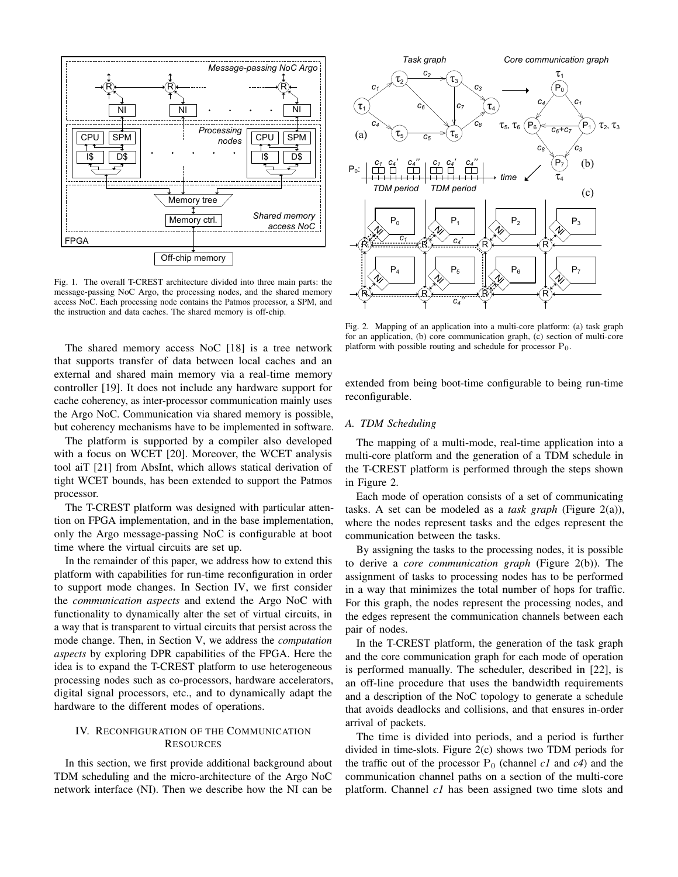Fig. 1. The overall T-CREST architecture divided into three main parts: the message-passing NoC Argo, the processing nodes, and the shared memory access NoC. Each processing node contains the Patmos processor, a SPM, and the instruction and data caches. The shared memory is off-chip.

The shared memory access NoC [18] is a tree network that supports transfer of data between local caches and an external and shared main memory via a real-time memory controller [19]. It does not include any hardware support for cache coherency, as inter-processor communication mainly uses the Argo NoC. Communication via shared memory is possible, but coherency mechanisms have to be implemented in software.

The platform is supported by a compiler also developed with a focus on WCET [20]. Moreover, the WCET analysis tool aiT [21] from AbsInt, which allows statical derivation of tight WCET bounds, has been extended to support the Patmos processor.

The T-CREST platform was designed with particular attention on FPGA implementation, and in the base implementation, only the Argo message-passing NoC is configurable at boot time where the virtual circuits are set up.

In the remainder of this paper, we address how to extend this platform with capabilities for run-time reconfiguration in order to support mode changes. In Section IV, we first consider the *communication aspects* and extend the Argo NoC with functionality to dynamically alter the set of virtual circuits, in a way that is transparent to virtual circuits that persist across the mode change. Then, in Section V, we address the *computation aspects* by exploring DPR capabilities of the FPGA. Here the idea is to expand the T-CREST platform to use heterogeneous processing nodes such as co-processors, hardware accelerators, digital signal processors, etc., and to dynamically adapt the hardware to the different modes of operations.

## IV. Reconfiguration of the Communication Resources

In this section, we first provide additional background about TDM scheduling and the micro-architecture of the Argo NoC network interface (NI). Then we describe how the NI can be extended from being boot-time configurable to being run-time reconfigurable.

Fig. 2. Mapping of an application into a multi-core platform: (a) task graph for an application, (b) core communication graph, (c) section of multi-core platform with possible routing and schedule for processor $P_0$.

### A. TDM Scheduling

The mapping of a multi-mode, real-time application into a multi-core platform and the generation of a TDM schedule in the T-CREST platform is performed through the steps shown in Figure 2.

Each mode of operation consists of a set of communicating tasks. A set can be modeled as a *task graph* (Figure 2(a)), where the nodes represent tasks and the edges represent the communication between the tasks.

By assigning the tasks to the processing nodes, it is possible to derive a *core communication graph* (Figure 2(b)). The assignment of tasks to processing nodes has to be performed in a way that minimizes the total number of hops for traffic. For this graph, the nodes represent the processing nodes, and the edges represent the communication channels between each pair of nodes.

In the T-CREST platform, the generation of the task graph and the core communication graph for each mode of operation is performed manually. The scheduler, described in [22], is an off-line procedure that uses the bandwidth requirements and a description of the NoC topology to generate a schedule that avoids deadlocks and collisions, and that ensures in-order arrival of packets.

The time is divided into periods, and a period is further divided in time-slots. Figure 2(c) shows two TDM periods for the traffic out of the processor $P_0$ (channel *c1* and *c4*) and the communication channel paths on a section of the multi-core platform. Channel *c1* has been assigned two time slots and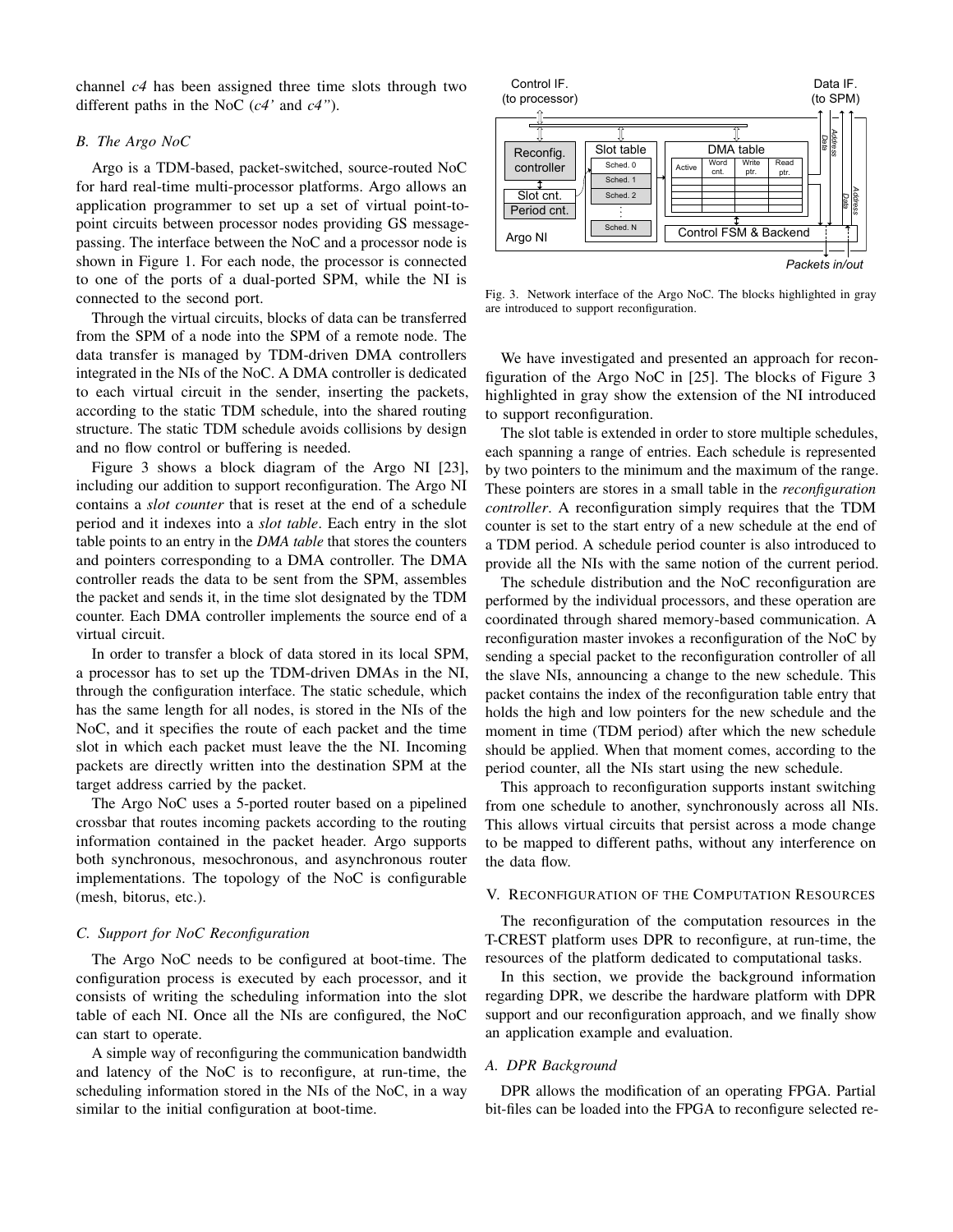channel *c4* has been assigned three time slots through two different paths in the NoC (*c4'* and *c4"*).

### B. The Argo NoC

Argo is a TDM-based, packet-switched, source-routed NoC for hard real-time multi-processor platforms. Argo allows an application programmer to set up a set of virtual point-to-point circuits between processor nodes providing GS message-passing. The interface between the NoC and a processor node is shown in Figure 1. For each node, the processor is connected to one of the ports of a dual-ported SPM, while the NI is connected to the second port.

Through the virtual circuits, blocks of data can be transferred from the SPM of a node into the SPM of a remote node. The data transfer is managed by TDM-driven DMA controllers integrated in the NIs of the NoC. A DMA controller is dedicated to each virtual circuit in the sender, inserting the packets, according to the static TDM schedule, into the shared routing structure. The static TDM schedule avoids collisions by design and no flow control or buffering is needed.

Figure 3 shows a block diagram of the Argo NI [23], including our addition to support reconfiguration. The Argo NI contains a *slot counter* that is reset at the end of a schedule period and it indexes into a *slot table*. Each entry in the slot table points to an entry in the *DMA table* that stores the counters and pointers corresponding to a DMA controller. The DMA controller reads the data to be sent from the SPM, assembles the packet and sends it, in the time slot designated by the TDM counter. Each DMA controller implements the source end of a virtual circuit.

In order to transfer a block of data stored in its local SPM, a processor has to set up the TDM-driven DMAs in the NI, through the configuration interface. The static schedule, which has the same length for all nodes, is stored in the NIs of the NoC, and it specifies the route of each packet and the time slot in which each packet must leave the the NI. Incoming packets are directly written into the destination SPM at the target address carried by the packet.

The Argo NoC uses a 5-ported router based on a pipelined crossbar that routes incoming packets according to the routing information contained in the packet header. Argo supports both synchronous, mesochronous, and asynchronous router implementations. The topology of the NoC is configurable (mesh, bitorus, etc.).

### C. Support for NoC Reconfiguration

The Argo NoC needs to be configured at boot-time. The configuration process is executed by each processor, and it consists of writing the scheduling information into the slot table of each NI. Once all the NIs are configured, the NoC can start to operate.

A simple way of reconfiguring the communication bandwidth and latency of the NoC is to reconfigure, at run-time, the scheduling information stored in the NIs of the NoC, in a way similar to the initial configuration at boot-time.

Fig. 3. Network interface of the Argo NoC. The blocks highlighted in gray are introduced to support reconfiguration.

We have investigated and presented an approach for reconfiguration of the Argo NoC in [25]. The blocks of Figure 3 highlighted in gray show the extension of the NI introduced to support reconfiguration.

The slot table is extended in order to store multiple schedules, each spanning a range of entries. Each schedule is represented by two pointers to the minimum and the maximum of the range. These pointers are stores in a small table in the *reconfiguration controller*. A reconfiguration simply requires that the TDM counter is set to the start entry of a new schedule at the end of a TDM period. A schedule period counter is also introduced to provide all the NIs with the same notion of the current period.

The schedule distribution and the NoC reconfiguration are performed by the individual processors, and these operation are coordinated through shared memory-based communication. A reconfiguration master invokes a reconfiguration of the NoC by sending a special packet to the reconfiguration controller of all the slave NIs, announcing a change to the new schedule. This packet contains the index of the reconfiguration table entry that holds the high and low pointers for the new schedule and the moment in time (TDM period) after which the new schedule should be applied. When that moment comes, according to the period counter, all the NIs start using the new schedule.

This approach to reconfiguration supports instant switching from one schedule to another, synchronously across all NIs. This allows virtual circuits that persist across a mode change to be mapped to different paths, without any interference on the data flow.

## V. Reconfiguration of the Computation Resources

The reconfiguration of the computation resources in the T-CREST platform uses DPR to reconfigure, at run-time, the resources of the platform dedicated to computational tasks.

In this section, we provide the background information regarding DPR, we describe the hardware platform with DPR support and our reconfiguration approach, and we finally show an application example and evaluation.

### A. DPR Background

DPR allows the modification of an operating FPGA. Partial bit-files can be loaded into the FPGA to reconfigure selected re-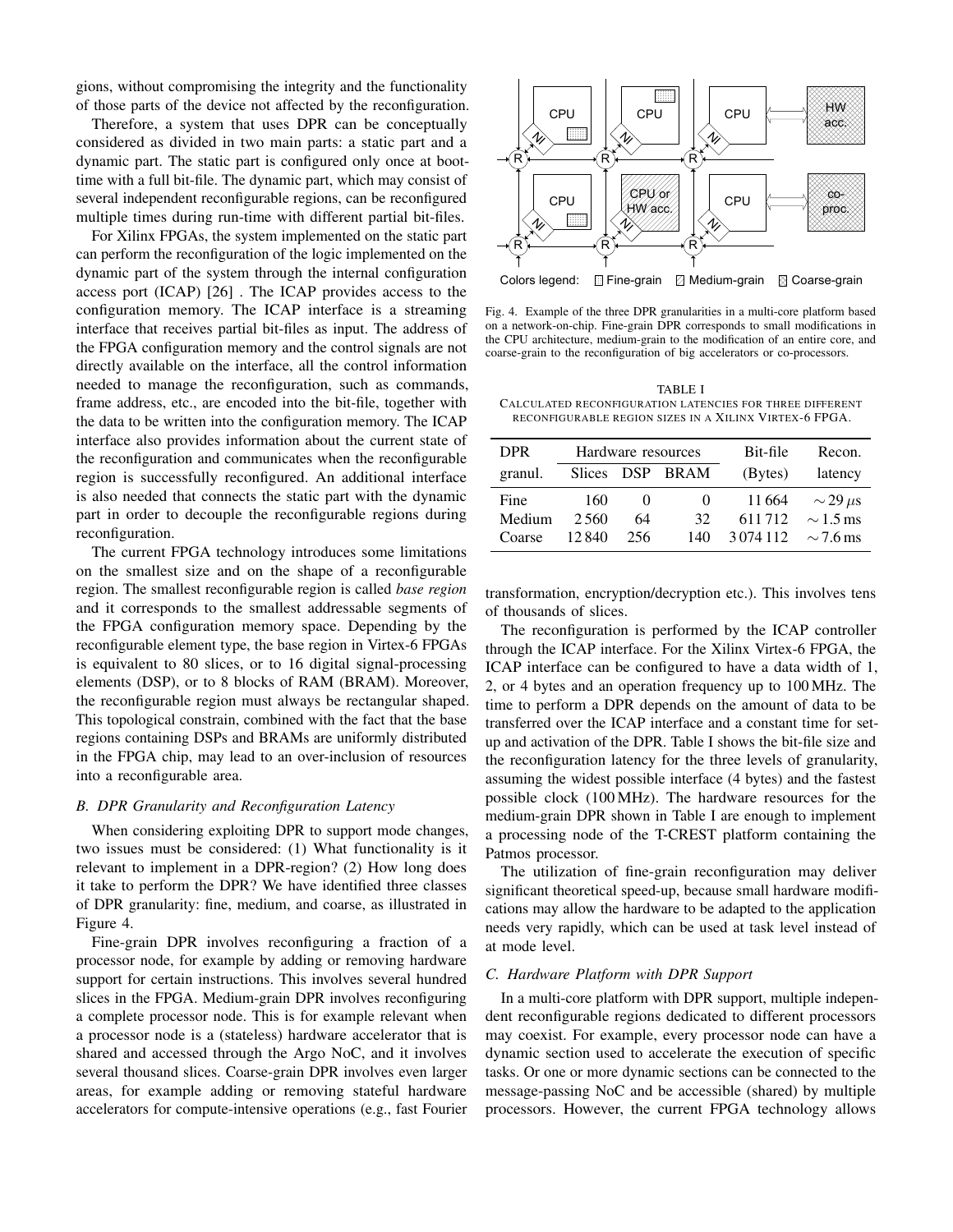gions, without compromising the integrity and the functionality of those parts of the device not affected by the reconfiguration.

Therefore, a system that uses DPR can be conceptually considered as divided in two main parts: a static part and a dynamic part. The static part is configured only once at boot-time with a full bit-file. The dynamic part, which may consist of several independent reconfigurable regions, can be reconfigured multiple times during run-time with different partial bit-files.

For Xilinx FPGAs, the system implemented on the static part can perform the reconfiguration of the logic implemented on the dynamic part of the system through the internal configuration access port (ICAP) [26] . The ICAP provides access to the configuration memory. The ICAP interface is a streaming interface that receives partial bit-files as input. The address of the FPGA configuration memory and the control signals are not directly available on the interface, all the control information needed to manage the reconfiguration, such as commands, frame address, etc., are encoded into the bit-file, together with the data to be written into the configuration memory. The ICAP interface also provides information about the current state of the reconfiguration and communicates when the reconfigurable region is successfully reconfigured. An additional interface is also needed that connects the static part with the dynamic part in order to decouple the reconfigurable regions during reconfiguration.

The current FPGA technology introduces some limitations on the smallest size and on the shape of a reconfigurable region. The smallest reconfigurable region is called *base region* and it corresponds to the smallest addressable segments of the FPGA configuration memory space. Depending by the reconfigurable element type, the base region in Virtex-6 FPGAs is equivalent to 80 slices, or to 16 digital signal-processing elements (DSP), or to 8 blocks of RAM (BRAM). Moreover, the reconfigurable region must always be rectangular shaped. This topological constrain, combined with the fact that the base regions containing DSPs and BRAMs are uniformly distributed in the FPGA chip, may lead to an over-inclusion of resources into a reconfigurable area.

### B. DPR Granularity and Reconfiguration Latency

When considering exploiting DPR to support mode changes, two issues must be considered: (1) What functionality is it relevant to implement in a DPR-region? (2) How long does it take to perform the DPR? We have identified three classes of DPR granularity: fine, medium, and coarse, as illustrated in Figure 4.

Fine-grain DPR involves reconfiguring a fraction of a processor node, for example by adding or removing hardware support for certain instructions. This involves several hundred slices in the FPGA. Medium-grain DPR involves reconfiguring a complete processor node. This is for example relevant when a processor node is a (stateless) hardware accelerator that is shared and accessed through the Argo NoC, and it involves several thousand slices. Coarse-grain DPR involves even larger areas, for example adding or removing stateful hardware accelerators for compute-intensive operations (e.g., fast Fourier transformation, encryption/decryption etc.). This involves tens of thousands of slices.

Fig. 4. Example of the three DPR granularities in a multi-core platform based on a network-on-chip. Fine-grain DPR corresponds to small modifications in the CPU architecture, medium-grain to the modification of an entire core, and coarse-grain to the reconfiguration of big accelerators or co-processors.

TABLE I
CALCULATED RECONFIGURATION LATENCIES FOR THREE DIFFERENT RECONFIGURABLE REGION SIZES IN A XILINX VIRTEX-6 FPGA.

| DPR granul. | Hardware resources Slices | DSP | BRAM | Bit-file (Bytes) | Recon. latency |
|---|---|---|---|---|---|
| Fine | 160 | 0 | 0 | 11 664 | $\sim 29\,\mu s$ |
| Medium | 2 560 | 64 | 32 | 611 712 | $\sim 1.5$ ms |
| Coarse | 12 840 | 256 | 140 | 3 074 112 | $\sim 7.6$ ms |

The reconfiguration is performed by the ICAP controller through the ICAP interface. For the Xilinx Virtex-6 FPGA, the ICAP interface can be configured to have a data width of 1, 2, or 4 bytes and an operation frequency up to 100 MHz. The time to perform a DPR depends on the amount of data to be transferred over the ICAP interface and a constant time for set-up and activation of the DPR. Table I shows the bit-file size and the reconfiguration latency for the three levels of granularity, assuming the widest possible interface (4 bytes) and the fastest possible clock (100 MHz). The hardware resources for the medium-grain DPR shown in Table I are enough to implement a processing node of the T-CREST platform containing the Patmos processor.

The utilization of fine-grain reconfiguration may deliver significant theoretical speed-up, because small hardware modifications may allow the hardware to be adapted to the application needs very rapidly, which can be used at task level instead of at mode level.

### C. Hardware Platform with DPR Support

In a multi-core platform with DPR support, multiple independent reconfigurable regions dedicated to different processors may coexist. For example, every processor node can have a dynamic section used to accelerate the execution of specific tasks. Or one or more dynamic sections can be connected to the message-passing NoC and be accessible (shared) by multiple processors. However, the current FPGA technology allows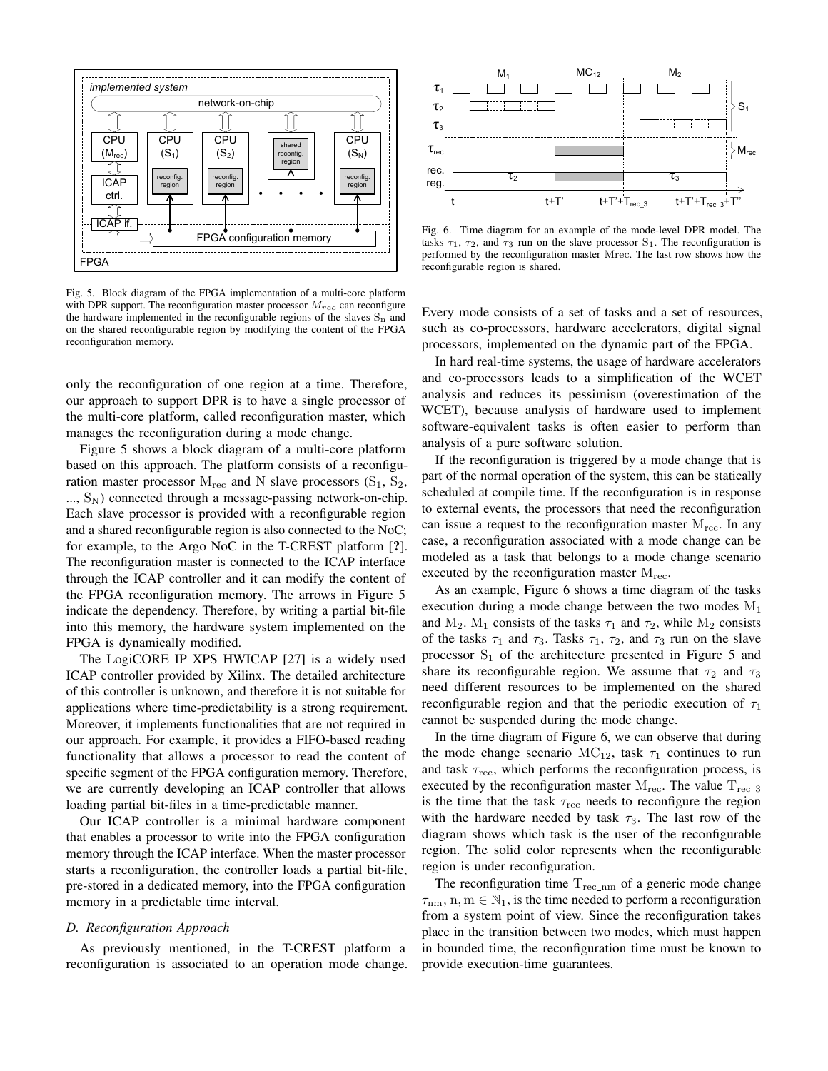Fig. 5. Block diagram of the FPGA implementation of a multi-core platform with DPR support. The reconfiguration master processor $M_{rec}$ can reconfigure the hardware implemented in the reconfigurable regions of the slaves $S_n$ and on the shared reconfigurable region by modifying the content of the FPGA reconfiguration memory.

Fig. 6. Time diagram for an example of the mode-level DPR model. The tasks $\tau_1$, $\tau_2$, and $\tau_3$ run on the slave processor $S_1$. The reconfiguration is performed by the reconfiguration master Mrec. The last row shows how the reconfigurable region is shared.

only the reconfiguration of one region at a time. Therefore, our approach to support DPR is to have a single processor of the multi-core platform, called reconfiguration master, which manages the reconfiguration during a mode change.

Figure 5 shows a block diagram of a multi-core platform based on this approach. The platform consists of a reconfiguration master processor $M_{rec}$ and N slave processors ($S_1$, $S_2$, ..., $S_N$) connected through a message-passing network-on-chip. Each slave processor is provided with a reconfigurable region and a shared reconfigurable region is also connected to the NoC; for example, to the Argo NoC in the T-CREST platform [?]. The reconfiguration master is connected to the ICAP interface through the ICAP controller and it can modify the content of the FPGA reconfiguration memory. The arrows in Figure 5 indicate the dependency. Therefore, by writing a partial bit-file into this memory, the hardware system implemented on the FPGA is dynamically modified.

The LogiCORE IP XPS HWICAP [27] is a widely used ICAP controller provided by Xilinx. The detailed architecture of this controller is unknown, and therefore it is not suitable for applications where time-predictability is a strong requirement. Moreover, it implements functionalities that are not required in our approach. For example, it provides a FIFO-based reading functionality that allows a processor to read the content of specific segment of the FPGA configuration memory. Therefore, we are currently developing an ICAP controller that allows loading partial bit-files in a time-predictable manner.

Our ICAP controller is a minimal hardware component that enables a processor to write into the FPGA configuration memory through the ICAP interface. When the master processor starts a reconfiguration, the controller loads a partial bit-file, pre-stored in a dedicated memory, into the FPGA configuration memory in a predictable time interval.

### D. Reconfiguration Approach

As previously mentioned, in the T-CREST platform a reconfiguration is associated to an operation mode change. Every mode consists of a set of tasks and a set of resources, such as co-processors, hardware accelerators, digital signal processors, implemented on the dynamic part of the FPGA.

In hard real-time systems, the usage of hardware accelerators and co-processors leads to a simplification of the WCET analysis and reduces its pessimism (overestimation of the WCET), because analysis of hardware used to implement software-equivalent tasks is often easier to perform than analysis of a pure software solution.

If the reconfiguration is triggered by a mode change that is part of the normal operation of the system, this can be statically scheduled at compile time. If the reconfiguration is in response to external events, the processors that need the reconfiguration can issue a request to the reconfiguration master $M_{rec}$. In any case, a reconfiguration associated with a mode change can be modeled as a task that belongs to a mode change scenario executed by the reconfiguration master $M_{rec}$.

As an example, Figure 6 shows a time diagram of the tasks execution during a mode change between the two modes $M_1$ and $M_2$. $M_1$ consists of the tasks $\tau_1$ and $\tau_2$, while $M_2$ consists of the tasks $\tau_1$ and $\tau_3$. Tasks $\tau_1$, $\tau_2$, and $\tau_3$ run on the slave processor $S_1$ of the architecture presented in Figure 5 and share its reconfigurable region. We assume that $\tau_2$ and $\tau_3$ need different resources to be implemented on the shared reconfigurable region and that the periodic execution of $\tau_1$ cannot be suspended during the mode change.

In the time diagram of Figure 6, we can observe that during the mode change scenario $MC_{12}$, task $\tau_1$ continues to run and task $\tau_{rec}$, which performs the reconfiguration process, is executed by the reconfiguration master $M_{rec}$. The value $T_{rec\_3}$ is the time that the task $\tau_{rec}$ needs to reconfigure the region with the hardware needed by task $\tau_3$. The last row of the diagram shows which task is the user of the reconfigurable region. The solid color represents when the reconfigurable region is under reconfiguration.

The reconfiguration time $T_{rec\_nm}$ of a generic mode change $\tau_{nm}$, $n, m \in \mathbb{N}_1$, is the time needed to perform a reconfiguration from a system point of view. Since the reconfiguration takes place in the transition between two modes, which must happen in bounded time, the reconfiguration time must be known to provide execution-time guarantees.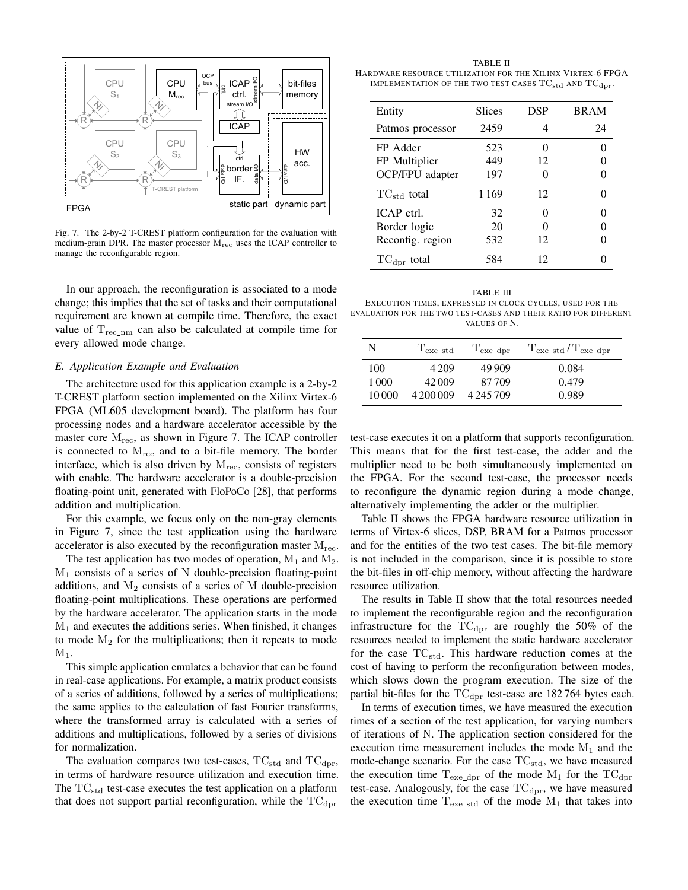Fig. 7. The 2-by-2 T-CREST platform configuration for the evaluation with medium-grain DPR. The master processor $\mathrm{M_{rec}}$ uses the ICAP controller to manage the reconfigurable region.

In our approach, the reconfiguration is associated to a mode change; this implies that the set of tasks and their computational requirement are known at compile time. Therefore, the exact value of $\mathrm{T_{rec\_nm}}$ can also be calculated at compile time for every allowed mode change.

### E. Application Example and Evaluation

The architecture used for this application example is a 2-by-2 T-CREST platform section implemented on the Xilinx Virtex-6 FPGA (ML605 development board). The platform has four processing nodes and a hardware accelerator accessible by the master core $\mathrm{M_{rec}}$, as shown in Figure 7. The ICAP controller is connected to $\mathrm{M_{rec}}$ and to a bit-file memory. The border interface, which is also driven by $\mathrm{M_{rec}}$, consists of registers with enable. The hardware accelerator is a double-precision floating-point unit, generated with FloPoCo [28], that performs addition and multiplication.

For this example, we focus only on the non-gray elements in Figure 7, since the test application using the hardware accelerator is also executed by the reconfiguration master $\mathrm{M_{rec}}$.

The test application has two modes of operation, $\mathrm{M_1}$ and $\mathrm{M_2}$. $\mathrm{M_1}$ consists of a series of N double-precision floating-point additions, and $\mathrm{M_2}$ consists of a series of M double-precision floating-point multiplications. These operations are performed by the hardware accelerator. The application starts in the mode $\mathrm{M_1}$ and executes the additions series. When finished, it changes to mode $\mathrm{M_2}$ for the multiplications; then it repeats to mode $\mathrm{M_1}$.

This simple application emulates a behavior that can be found in real-case applications. For example, a matrix product consists of a series of additions, followed by a series of multiplications; the same applies to the calculation of fast Fourier transforms, where the transformed array is calculated with a series of additions and multiplications, followed by a series of divisions for normalization.

The evaluation compares two test-cases, $\mathrm{TC_{std}}$ and $\mathrm{TC_{dpr}}$, in terms of hardware resource utilization and execution time. The $\mathrm{TC_{std}}$ test-case executes the test application on a platform that does not support partial reconfiguration, while the $\mathrm{TC_{dpr}}$ test-case executes it on a platform that supports reconfiguration. This means that for the first test-case, the adder and the multiplier need to be both simultaneously implemented on the FPGA. For the second test-case, the processor needs to reconfigure the dynamic region during a mode change, alternatively implementing the adder or the multiplier.

TABLE II
HARDWARE RESOURCE UTILIZATION FOR THE XILINX VIRTEX-6 FPGA IMPLEMENTATION OF THE TWO TEST CASES $\mathrm{TC_{std}}$ AND $\mathrm{TC_{dpr}}$.

| Entity | Slices | DSP | BRAM |
|---|---|---|---|
| Patmos processor | 2459 | 4 | 24 |
| FP Adder | 523 | 0 | 0 |
| FP Multiplier | 449 | 12 | 0 |
| OCP/FPU adapter | 197 | 0 | 0 |
| $\mathrm{TC_{std}}$ total | 1 169 | 12 | 0 |
| ICAP ctrl. | 32 | 0 | 0 |
| Border logic | 20 | 0 | 0 |
| Reconfig. region | 532 | 12 | 0 |
| $\mathrm{TC_{dpr}}$ total | 584 | 12 | 0 |

TABLE III
EXECUTION TIMES, EXPRESSED IN CLOCK CYCLES, USED FOR THE EVALUATION FOR THE TWO TEST-CASES AND THEIR RATIO FOR DIFFERENT VALUES OF N.

| N | $\mathrm{T_{exe\_std}}$ | $\mathrm{T_{exe\_dpr}}$ | $\mathrm{T_{exe\_std}} / \mathrm{T_{exe\_dpr}}$ |
|---|---|---|---|
| 100 | 4 209 | 49 909 | 0.084 |
| 1 000 | 42 009 | 87 709 | 0.479 |
| 10 000 | 4 200 009 | 4 245 709 | 0.989 |

Table II shows the FPGA hardware resource utilization in terms of Virtex-6 slices, DSP, BRAM for a Patmos processor and for the entities of the two test cases. The bit-file memory is not included in the comparison, since it is possible to store the bit-files in off-chip memory, without affecting the hardware resource utilization.

The results in Table II show that the total resources needed to implement the reconfigurable region and the reconfiguration infrastructure for the $\mathrm{TC_{dpr}}$ are roughly the 50% of the resources needed to implement the static hardware accelerator for the case $\mathrm{TC_{std}}$. This hardware reduction comes at the cost of having to perform the reconfiguration between modes, which slows down the program execution. The size of the partial bit-files for the $\mathrm{TC_{dpr}}$ test-case are 182 764 bytes each.

In terms of execution times, we have measured the execution times of a section of the test application, for varying numbers of iterations of N. The application section considered for the execution time measurement includes the mode $\mathrm{M_1}$ and the mode-change scenario. For the case $\mathrm{TC_{std}}$, we have measured the execution time $\mathrm{T_{exe\_dpr}}$ of the mode $\mathrm{M_1}$ for the $\mathrm{TC_{dpr}}$ test-case. Analogously, for the case $\mathrm{TC_{dpr}}$, we have measured the execution time $\mathrm{T_{exe\_std}}$ of the mode $\mathrm{M_1}$ that takes into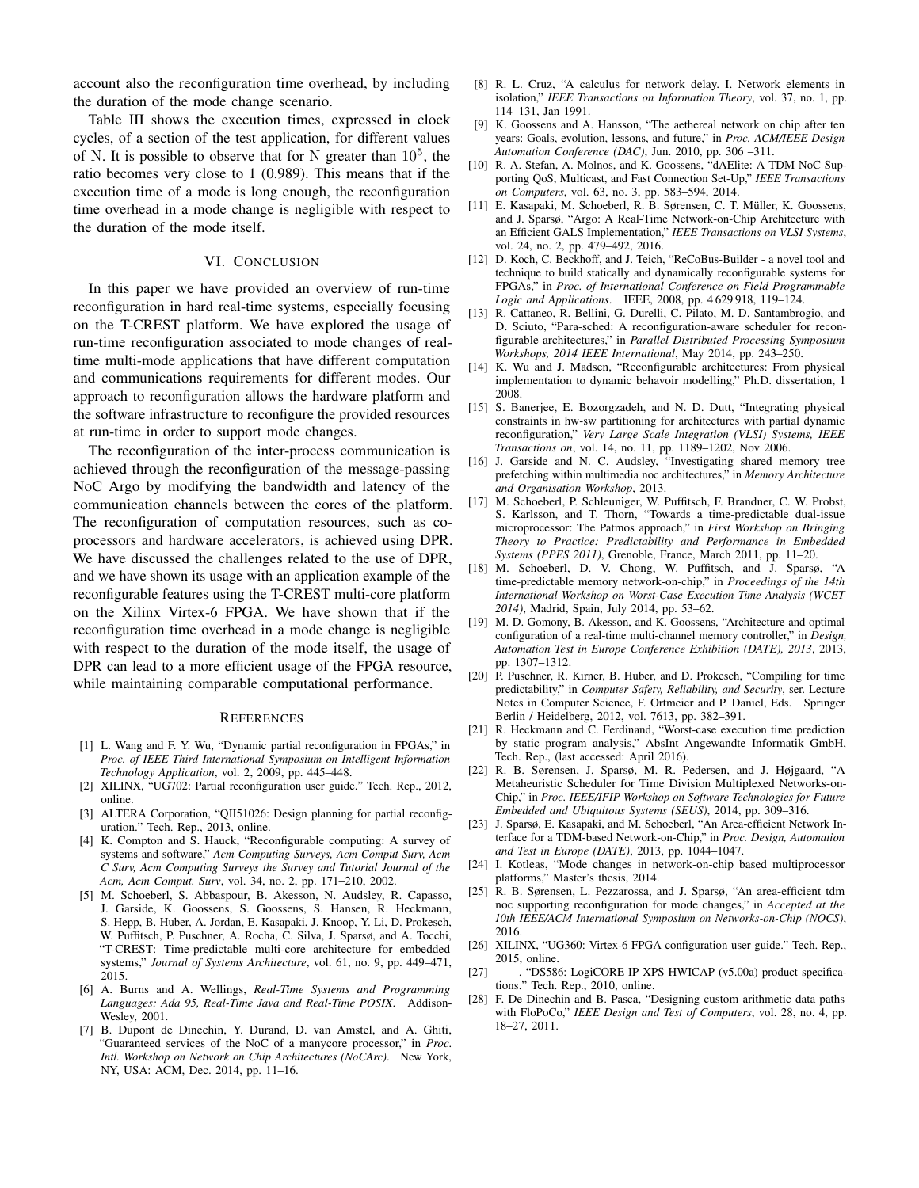account also the reconfiguration time overhead, by including the duration of the mode change scenario.

Table III shows the execution times, expressed in clock cycles, of a section of the test application, for different values of N. It is possible to observe that for N greater than $10^5$, the ratio becomes very close to 1 (0.989). This means that if the execution time of a mode is long enough, the reconfiguration time overhead in a mode change is negligible with respect to the duration of the mode itself.

## VI. Conclusion

In this paper we have provided an overview of run-time reconfiguration in hard real-time systems, especially focusing on the T-CREST platform. We have explored the usage of run-time reconfiguration associated to mode changes of real-time multi-mode applications that have different computation and communications requirements for different modes. Our approach to reconfiguration allows the hardware platform and the software infrastructure to reconfigure the provided resources at run-time in order to support mode changes.

The reconfiguration of the inter-process communication is achieved through the reconfiguration of the message-passing NoC Argo by modifying the bandwidth and latency of the communication channels between the cores of the platform. The reconfiguration of computation resources, such as co-processors and hardware accelerators, is achieved using DPR. We have discussed the challenges related to the use of DPR, and we have shown its usage with an application example of the reconfigurable features using the T-CREST multi-core platform on the Xilinx Virtex-6 FPGA. We have shown that if the reconfiguration time overhead in a mode change is negligible with respect to the duration of the mode itself, the usage of DPR can lead to a more efficient usage of the FPGA resource, while maintaining comparable computational performance.

## References

[1] L. Wang and F. Y. Wu, "Dynamic partial reconfiguration in FPGAs," in *Proc. of IEEE Third International Symposium on Intelligent Information Technology Application*, vol. 2, 2009, pp. 445–448.

[2] XILINX, "UG702: Partial reconfiguration user guide." Tech. Rep., 2012, online.

[3] ALTERA Corporation, "QII51026: Design planning for partial reconfiguration." Tech. Rep., 2013, online.

[4] K. Compton and S. Hauck, "Reconfigurable computing: A survey of systems and software," *Acm Computing Surveys, Acm Comput Surv, Acm C Surv, Acm Computing Surveys the Survey and Tutorial Journal of the Acm, Acm Comput. Surv*, vol. 34, no. 2, pp. 171–210, 2002.

[5] M. Schoeberl, S. Abbaspour, B. Akesson, N. Audsley, R. Capasso, J. Garside, K. Goossens, S. Goossens, S. Hansen, R. Heckmann, S. Hepp, B. Huber, A. Jordan, E. Kasapaki, J. Knoop, Y. Li, D. Prokesch, W. Puffitsch, P. Puschner, A. Rocha, C. Silva, J. Sparsø, and A. Tocchi, "T-CREST: Time-predictable multi-core architecture for embedded systems," *Journal of Systems Architecture*, vol. 61, no. 9, pp. 449–471, 2015.

[6] A. Burns and A. Wellings, *Real-Time Systems and Programming Languages: Ada 95, Real-Time Java and Real-Time POSIX*. Addison-Wesley, 2001.

[7] B. Dupont de Dinechin, Y. Durand, D. van Amstel, and A. Ghiti, "Guaranteed services of the NoC of a manycore processor," in *Proc. Intl. Workshop on Network on Chip Architectures (NoCArc)*. New York, NY, USA: ACM, Dec. 2014, pp. 11–16.

[8] R. L. Cruz, "A calculus for network delay. I. Network elements in isolation," *IEEE Transactions on Information Theory*, vol. 37, no. 1, pp. 114–131, Jan 1991.

[9] K. Goossens and A. Hansson, "The aethereal network on chip after ten years: Goals, evolution, lessons, and future," in *Proc. ACM/IEEE Design Automation Conference (DAC)*, Jun. 2010, pp. 306 –311.

[10] R. A. Stefan, A. Molnos, and K. Goossens, "dAElite: A TDM NoC Supporting QoS, Multicast, and Fast Connection Set-Up," *IEEE Transactions on Computers*, vol. 63, no. 3, pp. 583–594, 2014.

[11] E. Kasapaki, M. Schoeberl, R. B. Sørensen, C. T. Müller, K. Goossens, and J. Sparsø, "Argo: A Real-Time Network-on-Chip Architecture with an Efficient GALS Implementation," *IEEE Transactions on VLSI Systems*, vol. 24, no. 2, pp. 479–492, 2016.

[12] D. Koch, C. Beckhoff, and J. Teich, "ReCoBus-Builder - a novel tool and technique to build statically and dynamically reconfigurable systems for FPGAs," in *Proc. of International Conference on Field Programmable Logic and Applications*. IEEE, 2008, pp. 4 629 918, 119–124.

[13] R. Cattaneo, R. Bellini, G. Durelli, C. Pilato, M. D. Santambrogio, and D. Sciuto, "Para-sched: A reconfiguration-aware scheduler for reconfigurable architectures," in *Parallel Distributed Processing Symposium Workshops, 2014 IEEE International*, May 2014, pp. 243–250.

[14] K. Wu and J. Madsen, "Reconfigurable architectures: From physical implementation to dynamic behavoir modelling," Ph.D. dissertation, 1 2008.

[15] S. Banerjee, E. Bozorgzadeh, and N. D. Dutt, "Integrating physical constraints in hw-sw partitioning for architectures with partial dynamic reconfiguration," *Very Large Scale Integration (VLSI) Systems, IEEE Transactions on*, vol. 14, no. 11, pp. 1189–1202, Nov 2006.

[16] J. Garside and N. C. Audsley, "Investigating shared memory tree prefetching within multimedia noc architectures," in *Memory Architecture and Organisation Workshop*, 2013.

[17] M. Schoeberl, P. Schleuniger, W. Puffitsch, F. Brandner, C. W. Probst, S. Karlsson, and T. Thorn, "Towards a time-predictable dual-issue microprocessor: The Patmos approach," in *First Workshop on Bringing Theory to Practice: Predictability and Performance in Embedded Systems (PPES 2011)*, Grenoble, France, March 2011, pp. 11–20.

[18] M. Schoeberl, D. V. Chong, W. Puffitsch, and J. Sparsø, "A time-predictable memory network-on-chip," in *Proceedings of the 14th International Workshop on Worst-Case Execution Time Analysis (WCET 2014)*, Madrid, Spain, July 2014, pp. 53–62.

[19] M. D. Gomony, B. Akesson, and K. Goossens, "Architecture and optimal configuration of a real-time multi-channel memory controller," in *Design, Automation Test in Europe Conference Exhibition (DATE), 2013*, 2013, pp. 1307–1312.

[20] P. Puschner, R. Kirner, B. Huber, and D. Prokesch, "Compiling for time predictability," in *Computer Safety, Reliability, and Security*, ser. Lecture Notes in Computer Science, F. Ortmeier and P. Daniel, Eds. Springer Berlin / Heidelberg, 2012, vol. 7613, pp. 382–391.

[21] R. Heckmann and C. Ferdinand, "Worst-case execution time prediction by static program analysis," AbsInt Angewandte Informatik GmbH, Tech. Rep., (last accessed: April 2016).

[22] R. B. Sørensen, J. Sparsø, M. R. Pedersen, and J. Højgaard, "A Metaheuristic Scheduler for Time Division Multiplexed Networks-on-Chip," in *Proc. IEEE/IFIP Workshop on Software Technologies for Future Embedded and Ubiquitous Systems (SEUS)*, 2014, pp. 309–316.

[23] J. Sparsø, E. Kasapaki, and M. Schoeberl, "An Area-efficient Network Interface for a TDM-based Network-on-Chip," in *Proc. Design, Automation and Test in Europe (DATE)*, 2013, pp. 1044–1047.

[24] I. Kotleas, "Mode changes in network-on-chip based multiprocessor platforms," Master's thesis, 2014.

[25] R. B. Sørensen, L. Pezzarossa, and J. Sparsø, "An area-efficient tdm noc supporting reconfiguration for mode changes," in *Accepted at the 10th IEEE/ACM International Symposium on Networks-on-Chip (NOCS)*, 2016.

[26] XILINX, "UG360: Virtex-6 FPGA configuration user guide." Tech. Rep., 2015, online.

[27] ——, "DS586: LogiCORE IP XPS HWICAP (v5.00a) product specifications." Tech. Rep., 2010, online.

[28] F. De Dinechin and B. Pasca, "Designing custom arithmetic data paths with FloPoCo," *IEEE Design and Test of Computers*, vol. 28, no. 4, pp. 18–27, 2011.